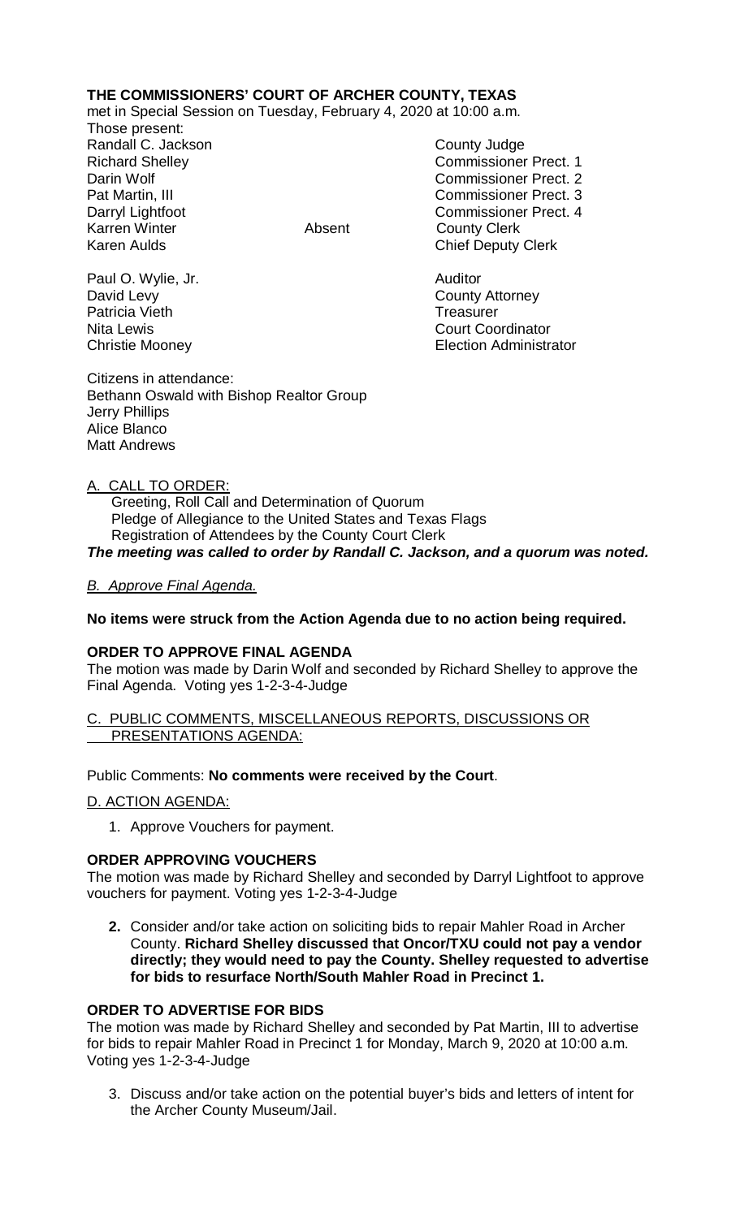**THE COMMISSIONERS' COURT OF ARCHER COUNTY, TEXAS**

met in Special Session on Tuesday, February 4, 2020 at 10:00 a.m.

Those present:

| | | |
|---|---|---|
| Randall C. Jackson | | County Judge |
| Richard Shelley | | Commissioner Prect. 1 |
| Darin Wolf | | Commissioner Prect. 2 |
| Pat Martin, III | | Commissioner Prect. 3 |
| Darryl Lightfoot | | Commissioner Prect. 4 |
| Karren Winter | Absent | County Clerk |
| Karen Aulds | | Chief Deputy Clerk |
| Paul O. Wylie, Jr. | | Auditor |
| David Levy | | County Attorney |
| Patricia Vieth | | Treasurer |
| Nita Lewis | | Court Coordinator |
| Christie Mooney | | Election Administrator |

Citizens in attendance:
Bethann Oswald with Bishop Realtor Group
Jerry Phillips
Alice Blanco
Matt Andrews

A. CALL TO ORDER:
Greeting, Roll Call and Determination of Quorum
Pledge of Allegiance to the United States and Texas Flags
Registration of Attendees by the County Court Clerk

***The meeting was called to order by Randall C. Jackson, and a quorum was noted.***

*B. Approve Final Agenda.*

**No items were struck from the Action Agenda due to no action being required.**

**ORDER TO APPROVE FINAL AGENDA**

The motion was made by Darin Wolf and seconded by Richard Shelley to approve the Final Agenda. Voting yes 1-2-3-4-Judge

C. PUBLIC COMMENTS, MISCELLANEOUS REPORTS, DISCUSSIONS OR PRESENTATIONS AGENDA:

Public Comments: **No comments were received by the Court**.

D. ACTION AGENDA:

1. Approve Vouchers for payment.

**ORDER APPROVING VOUCHERS**

The motion was made by Richard Shelley and seconded by Darryl Lightfoot to approve vouchers for payment. Voting yes 1-2-3-4-Judge

2. Consider and/or take action on soliciting bids to repair Mahler Road in Archer County. **Richard Shelley discussed that Oncor/TXU could not pay a vendor directly; they would need to pay the County. Shelley requested to advertise for bids to resurface North/South Mahler Road in Precinct 1.**

**ORDER TO ADVERTISE FOR BIDS**

The motion was made by Richard Shelley and seconded by Pat Martin, III to advertise for bids to repair Mahler Road in Precinct 1 for Monday, March 9, 2020 at 10:00 a.m. Voting yes 1-2-3-4-Judge

3. Discuss and/or take action on the potential buyer's bids and letters of intent for the Archer County Museum/Jail.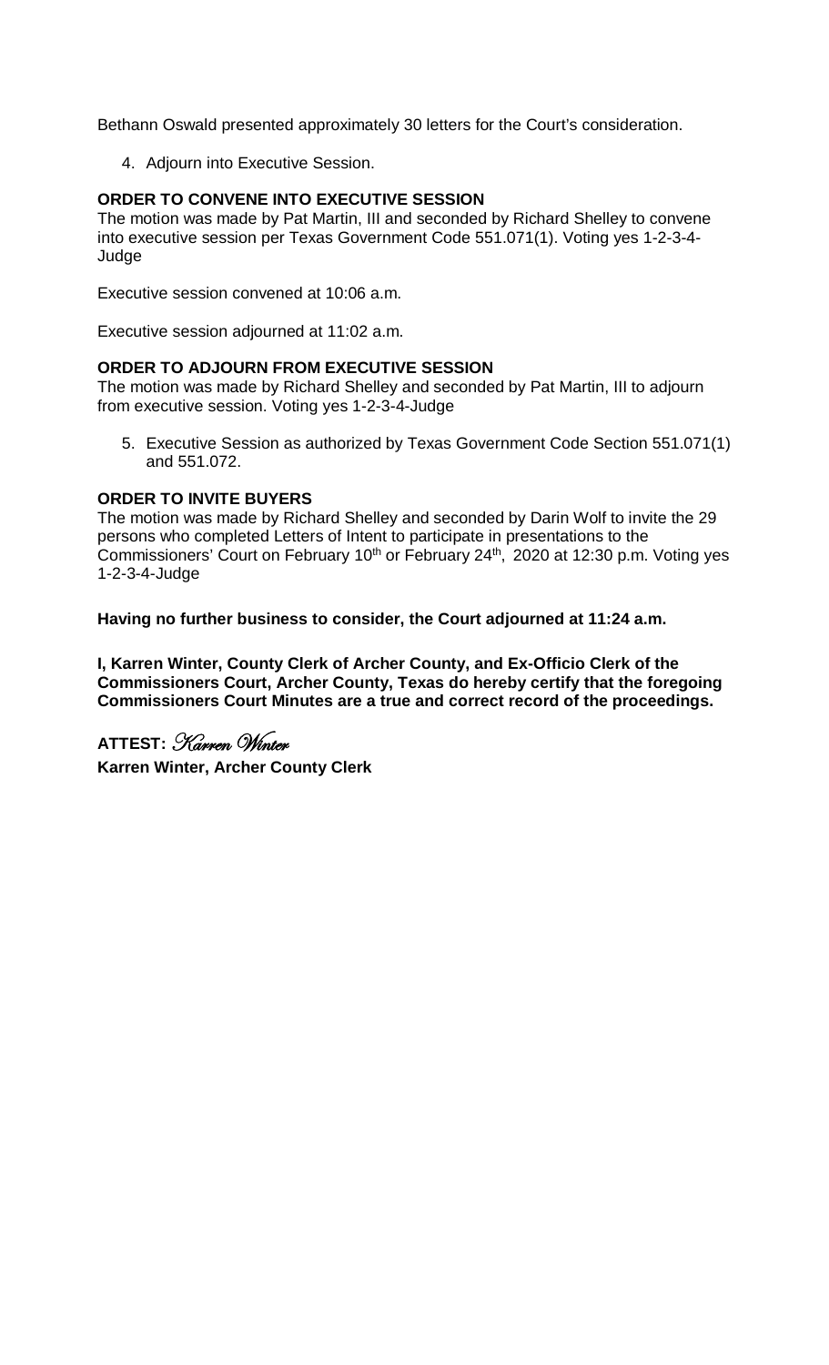Bethann Oswald presented approximately 30 letters for the Court's consideration.

4. Adjourn into Executive Session.

**ORDER TO CONVENE INTO EXECUTIVE SESSION**
The motion was made by Pat Martin, III and seconded by Richard Shelley to convene into executive session per Texas Government Code 551.071(1). Voting yes 1-2-3-4-Judge

Executive session convened at 10:06 a.m.

Executive session adjourned at 11:02 a.m.

**ORDER TO ADJOURN FROM EXECUTIVE SESSION**
The motion was made by Richard Shelley and seconded by Pat Martin, III to adjourn from executive session. Voting yes 1-2-3-4-Judge

5. Executive Session as authorized by Texas Government Code Section 551.071(1) and 551.072.

**ORDER TO INVITE BUYERS**
The motion was made by Richard Shelley and seconded by Darin Wolf to invite the 29 persons who completed Letters of Intent to participate in presentations to the Commissioners' Court on February 10th or February 24th, 2020 at 12:30 p.m. Voting yes 1-2-3-4-Judge

**Having no further business to consider, the Court adjourned at 11:24 a.m.**

**I, Karren Winter, County Clerk of Archer County, and Ex-Officio Clerk of the Commissioners Court, Archer County, Texas do hereby certify that the foregoing Commissioners Court Minutes are a true and correct record of the proceedings.**

**ATTEST:** *Karren Winter*
**Karren Winter, Archer County Clerk**